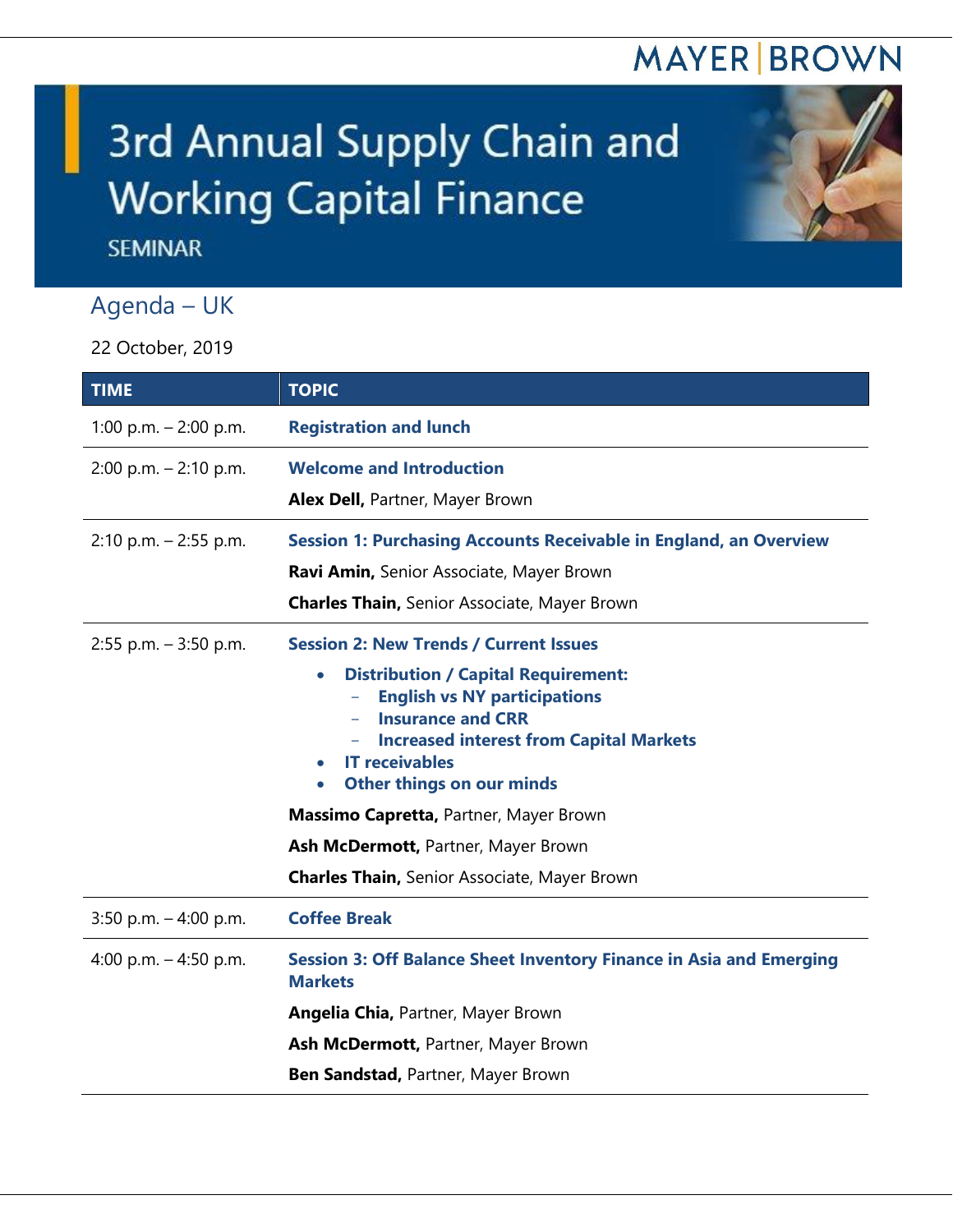MAYER | BROWN

# 3rd Annual Supply Chain and Working Capital Finance

SEMINAR

## Agenda – UK

22 October, 2019

| TIME | TOPIC |
|---|---|
| 1:00 p.m. – 2:00 p.m. | **Registration and lunch** |
| 2:00 p.m. – 2:10 p.m. | **Welcome and Introduction**<br><br>**Alex Dell,** Partner, Mayer Brown |
| 2:10 p.m. – 2:55 p.m. | **Session 1: Purchasing Accounts Receivable in England, an Overview**<br><br>**Ravi Amin,** Senior Associate, Mayer Brown<br><br>**Charles Thain,** Senior Associate, Mayer Brown |
| 2:55 p.m. – 3:50 p.m. | **Session 2: New Trends / Current Issues**<br>• **Distribution / Capital Requirement:**<br>  – **English vs NY participations**<br>  – **Insurance and CRR**<br>  – **Increased interest from Capital Markets**<br>• **IT receivables**<br>• **Other things on our minds**<br><br>**Massimo Capretta,** Partner, Mayer Brown<br><br>**Ash McDermott,** Partner, Mayer Brown<br><br>**Charles Thain,** Senior Associate, Mayer Brown |
| 3:50 p.m. – 4:00 p.m. | **Coffee Break** |
| 4:00 p.m. – 4:50 p.m. | **Session 3: Off Balance Sheet Inventory Finance in Asia and Emerging Markets**<br><br>**Angelia Chia,** Partner, Mayer Brown<br><br>**Ash McDermott,** Partner, Mayer Brown<br><br>**Ben Sandstad,** Partner, Mayer Brown |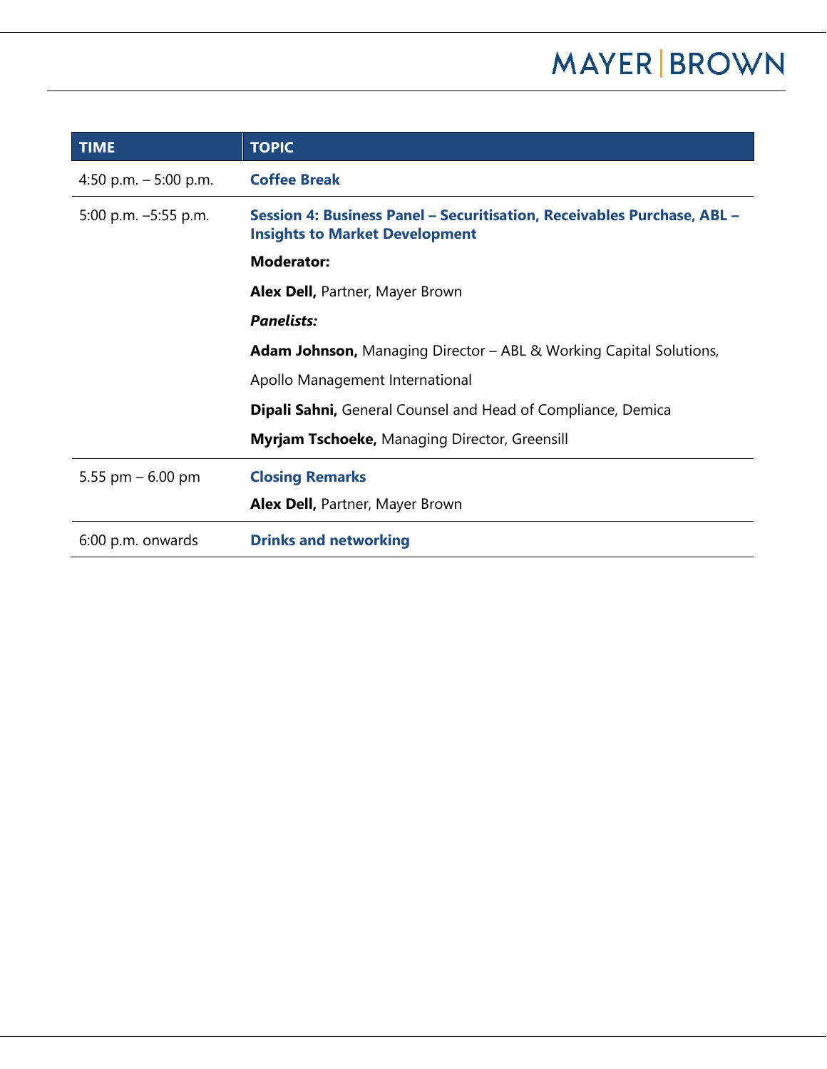| TIME | TOPIC |
| --- | --- |
| 4:50 p.m. – 5:00 p.m. | **Coffee Break** |
| 5:00 p.m. –5:55 p.m. | **Session 4: Business Panel – Securitisation, Receivables Purchase, ABL – Insights to Market Development**<br><br>**Moderator:**<br><br>**Alex Dell,** Partner, Mayer Brown<br><br>***Panelists:***<br><br>**Adam Johnson,** Managing Director – ABL & Working Capital Solutions,<br><br>Apollo Management International<br><br>**Dipali Sahni,** General Counsel and Head of Compliance, Demica<br><br>**Myrjam Tschoeke,** Managing Director, Greensill |
| 5.55 pm – 6.00 pm | **Closing Remarks**<br><br>**Alex Dell,** Partner, Mayer Brown |
| 6:00 p.m. onwards | **Drinks and networking** |